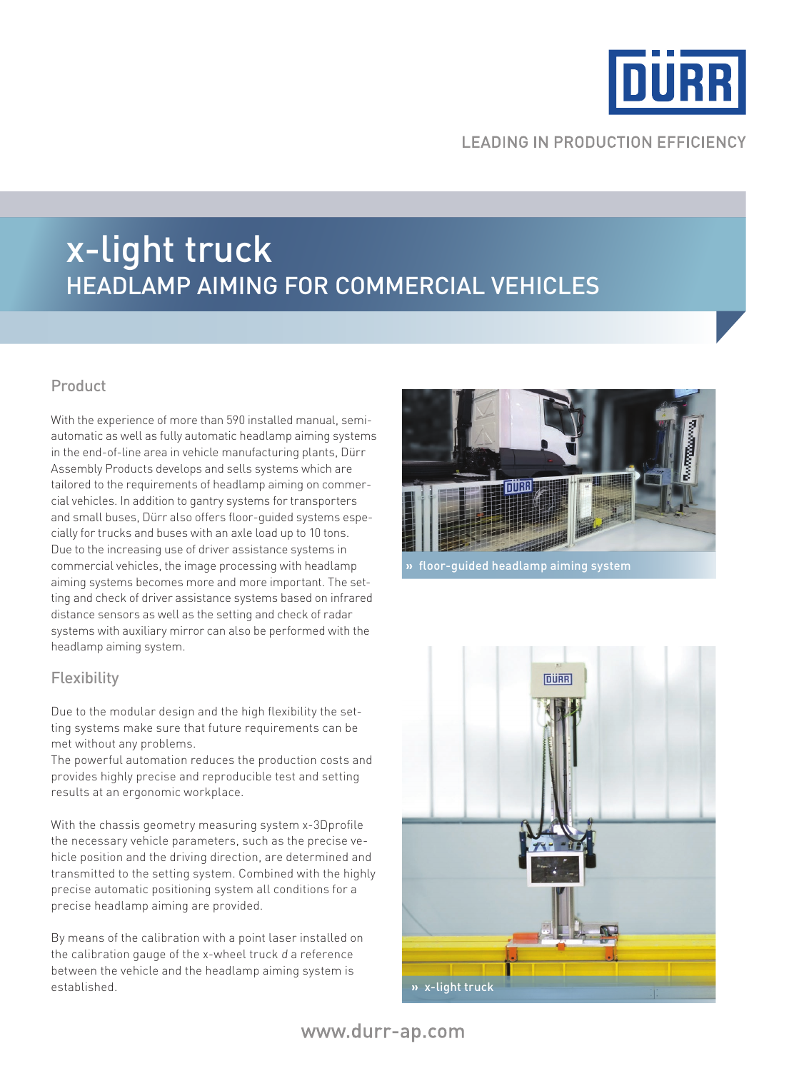LEADING IN PRODUCTION EFFICIENCY

# x-light truck
## HEADLAMP AIMING FOR COMMERCIAL VEHICLES

### Product

With the experience of more than 590 installed manual, semi-automatic as well as fully automatic headlamp aiming systems in the end-of-line area in vehicle manufacturing plants, Dürr Assembly Products develops and sells systems which are tailored to the requirements of headlamp aiming on commercial vehicles. In addition to gantry systems for transporters and small buses, Dürr also offers floor-guided systems especially for trucks and buses with an axle load up to 10 tons. Due to the increasing use of driver assistance systems in commercial vehicles, the image processing with headlamp aiming systems becomes more and more important. The setting and check of driver assistance systems based on infrared distance sensors as well as the setting and check of radar systems with auxiliary mirror can also be performed with the headlamp aiming system.

### Flexibility

Due to the modular design and the high flexibility the setting systems make sure that future requirements can be met without any problems.
The powerful automation reduces the production costs and provides highly precise and reproducible test and setting results at an ergonomic workplace.

With the chassis geometry measuring system x-3Dprofile the necessary vehicle parameters, such as the precise vehicle position and the driving direction, are determined and transmitted to the setting system. Combined with the highly precise automatic positioning system all conditions for a precise headlamp aiming are provided.

By means of the calibration with a point laser installed on the calibration gauge of the x-wheel truck *d* a reference between the vehicle and the headlamp aiming system is established.

» floor-guided headlamp aiming system

» x-light truck

www.durr-ap.com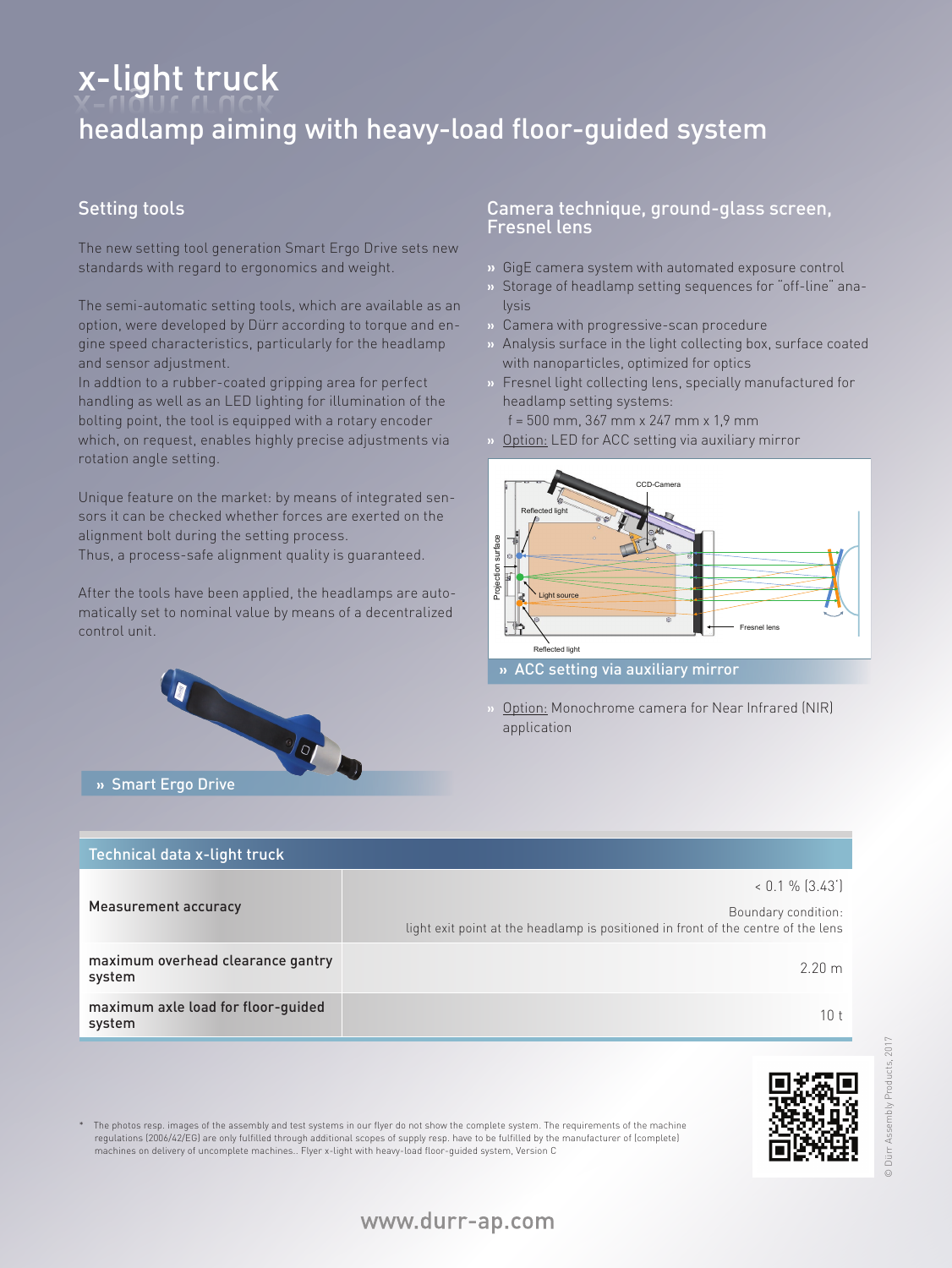# x-light truck

## headlamp aiming with heavy-load floor-guided system

### Setting tools

The new setting tool generation Smart Ergo Drive sets new standards with regard to ergonomics and weight.

The semi-automatic setting tools, which are available as an option, were developed by Dürr according to torque and engine speed characteristics, particularly for the headlamp and sensor adjustment.
In addtion to a rubber-coated gripping area for perfect handling as well as an LED lighting for illumination of the bolting point, the tool is equipped with a rotary encoder which, on request, enables highly precise adjustments via rotation angle setting.

Unique feature on the market: by means of integrated sensors it can be checked whether forces are exerted on the alignment bolt during the setting process.
Thus, a process-safe alignment quality is guaranteed.

After the tools have been applied, the headlamps are automatically set to nominal value by means of a decentralized control unit.

» Smart Ergo Drive

### Camera technique, ground-glass screen, Fresnel lens

- GigE camera system with automated exposure control
- Storage of headlamp setting sequences for "off-line" analysis
- Camera with progressive-scan procedure
- Analysis surface in the light collecting box, surface coated with nanoparticles, optimized for optics
- Fresnel light collecting lens, specially manufactured for headlamp setting systems:
  f = 500 mm, 367 mm x 247 mm x 1,9 mm
- Option: LED for ACC setting via auxiliary mirror

CCD-Camera
Reflected light
Projection surface
Light source
Fresnel lens
Reflected light

» ACC setting via auxiliary mirror

- Option: Monochrome camera for Near Infrared (NIR) application

| Technical data x-light truck | |
|---|---|
| Measurement accuracy | < 0.1 % (3.43´)<br>Boundary condition:<br>light exit point at the headlamp is positioned in front of the centre of the lens |
| maximum overhead clearance gantry system | 2.20 m |
| maximum axle load for floor-guided system | 10 t |

\* The photos resp. images of the assembly and test systems in our flyer do not show the complete system. The requirements of the machine regulations (2006/42/EG) are only fulfilled through additional scopes of supply resp. have to be fulfilled by the manufacturer of (complete) machines on delivery of uncomplete machines.. Flyer x-light with heavy-load floor-guided system, Version C

© Dürr Assembly Products, 2017

www.durr-ap.com